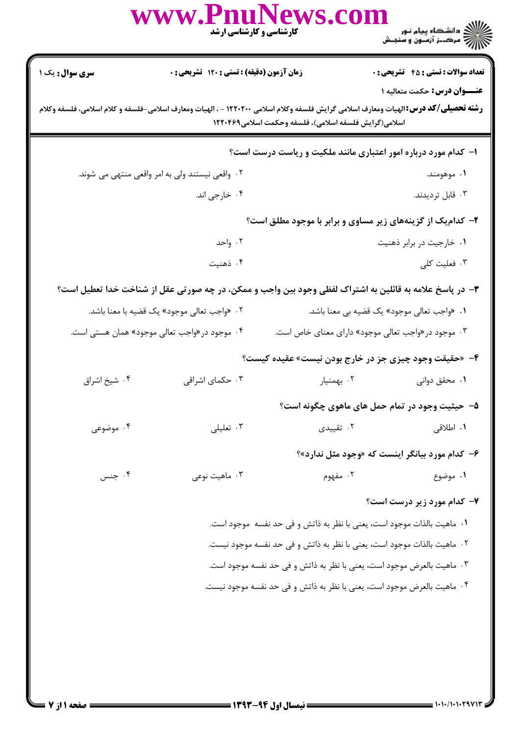کارشناسی و کارشناسی ارشد

دانشگاه پیام نور
مرکز آزمون و سنجش

**سری سوال:** یک ۱ | **زمان آزمون (دقیقه) : تستی : ۱۲۰ تشریحی : ۰** | **تعداد سوالات : تستی : ۴۵ تشریحی : ۰**

**عنـــوان درس:** حکمت متعالیه ۱

**رشته تحصیلی/کد درس:** الهیات ومعارف اسلامی گرایش فلسفه وکلام اسلامی ۱۲۲۰۲۰۰ - ، الهیات ومعارف اسلامی-فلسفه و کلام اسلامی، فلسفه وکلام اسلامی(گرایش فلسفه اسلامی)، فلسفه وحکمت اسلامی۱۲۲۰۴۶۹

**۱- کدام مورد درباره امور اعتباری مانند ملکیت و ریاست درست است؟**

۱. موهومند.

۲. واقعی نیستند ولی به امر واقعی منتهی می شوند.

۳. قابل تردیدند.

۴. خارجی اند.

**۲- کدام‌یک از گزینه‌های زیر مساوی و برابر با موجود مطلق است؟**

۱. خارجیت در برابر ذهنیت

۲. واحد

۳. فعلیت کلی

۴. ذهنیت

**۳- در پاسخ علامه به قائلین به اشتراک لفظی وجود بین واجب و ممکن، در چه صورتی عقل از شناخت خدا تعطیل است؟**

۱. «واجب تعالی موجود» یک قضیه بی معنا باشد.

۲. «واجب تعالی موجود» یک قضیه با معنا باشد.

۳. موجود در«واجب تعالی موجود» دارای معنای خاص است.

۴. موجود در«واجب تعالی موجود» همان هستی است.

**۴- «حقیقت وجود چیزی جز در خارج بودن نیست» عقیده کیست؟**

۱. محقق دوانی

۲. بهمنیار

۳. حکمای اشراقی

۴. شیخ اشراق

**۵- حیثیت وجود در تمام حمل های ماهوی چگونه است؟**

۱. اطلاقی

۲. تقییدی

۳. تعلیلی

۴. موضوعی

**۶- کدام مورد بیانگر اینست که «وجود مثل ندارد»؟**

۱. موضوع

۲. مفهوم

۳. ماهیت نوعی

۴. جنس

**۷- کدام مورد زیر درست است؟**

۱. ماهیت بالذات موجود است، یعنی با نظر به ذاتش و فی حد نفسه موجود است.

۲. ماهیت بالذات موجود است، یعنی با نظر به ذاتش و فی حد نفسه موجود نیست.

۳. ماهیت بالعرض موجود است، یعنی با نظر به ذاتش و فی حد نفسه موجود است.

۴. ماهیت بالعرض موجود است، یعنی با نظر به ذاتش و فی حد نفسه موجود نیست.

نیمسال اول ۹۴-۱۳۹۳

۱۰۱۰/۱۰۱۰۲۹۷۱۳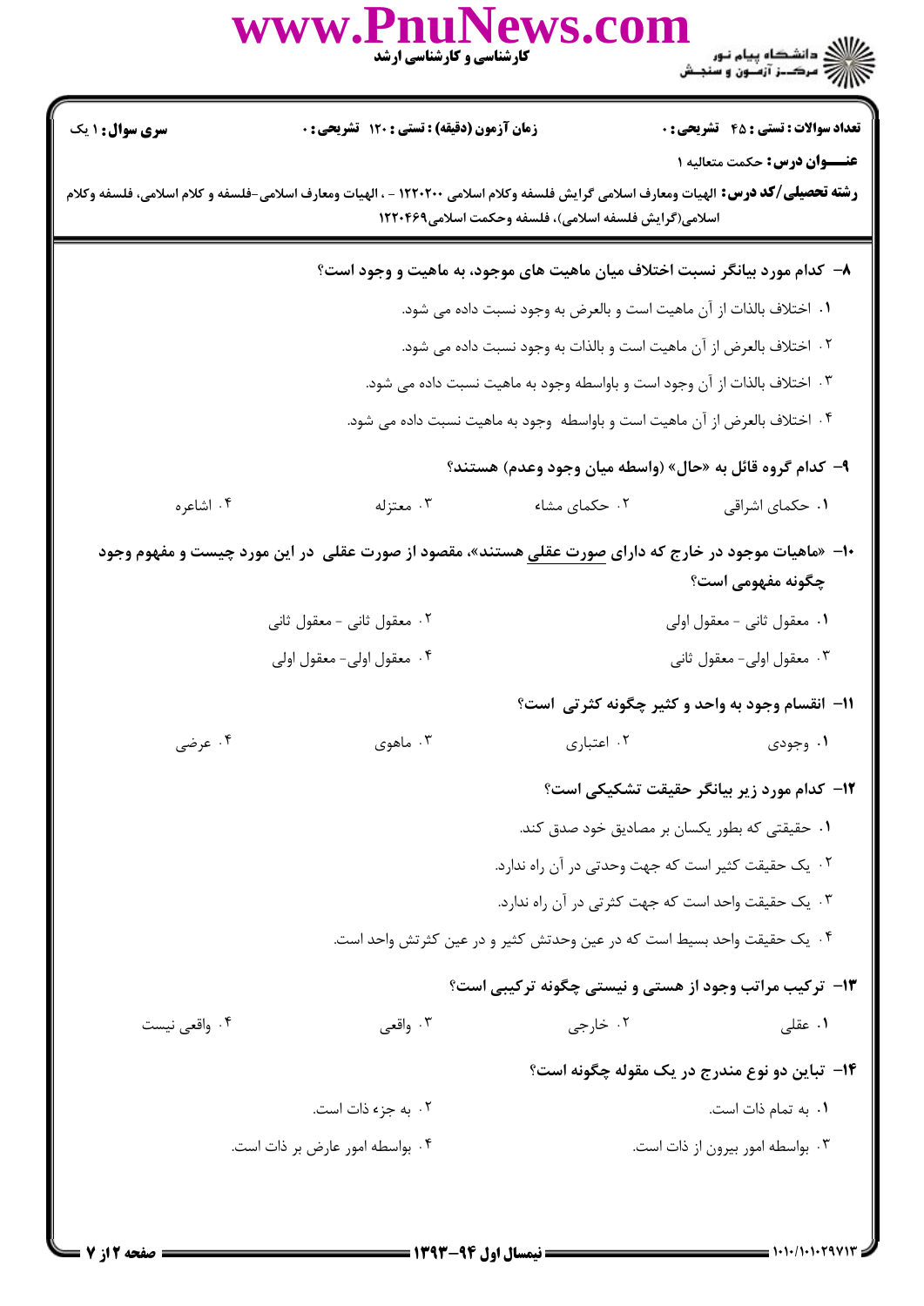**سری سوال:** ۱ یک

**زمان آزمون (دقیقه) : تستی : ۱۲۰ تشریحی : ۰**

**تعداد سوالات : تستی : ۴۵ تشریحی : ۰**

**عنـــوان درس:** حکمت متعالیه ۱

**رشته تحصیلی/کد درس:** الهیات ومعارف اسلامی گرایش فلسفه وکلام اسلامی ۱۲۲۰۲۰۰ - ، الهیات ومعارف اسلامی-فلسفه و کلام اسلامی، فلسفه وکلام اسلامی(گرایش فلسفه اسلامی)، فلسفه وحکمت اسلامی۱۲۲۰۴۶۹

**۸- کدام مورد بیانگر نسبت اختلاف میان ماهیت های موجود، به ماهیت و وجود است؟**

۱. اختلاف بالذات از آن ماهیت است و بالعرض به وجود نسبت داده می شود.

۲. اختلاف بالعرض از آن ماهیت است و بالذات به وجود نسبت داده می شود.

۳. اختلاف بالذات از آن وجود است و باواسطه وجود به ماهیت نسبت داده می شود.

۴. اختلاف بالعرض از آن ماهیت است و باواسطه وجود به ماهیت نسبت داده می شود.

**۹- کدام گروه قائل به «حال» (واسطه میان وجود وعدم) هستند؟**

۱. حکمای اشراقی

۲. حکمای مشاء

۳. معتزله

۴. اشاعره

**۱۰- «ماهیات موجود در خارج که دارای صورت عقلی هستند»، مقصود از صورت عقلی در این مورد چیست و مفهوم وجود چگونه مفهومی است؟**

۱. معقول ثانی - معقول اولی

۲. معقول ثانی - معقول ثانی

۳. معقول اولی- معقول ثانی

۴. معقول اولی- معقول اولی

**۱۱- انقسام وجود به واحد و کثیر چگونه کثرتی است؟**

۱. وجودی

۲. اعتباری

۳. ماهوی

۴. عرضی

**۱۲- کدام مورد زیر بیانگر حقیقت تشکیکی است؟**

۱. حقیقتی که بطور یکسان بر مصادیق خود صدق کند.

۲. یک حقیقت کثیر است که جهت وحدتی در آن راه ندارد.

۳. یک حقیقت واحد است که جهت کثرتی در آن راه ندارد.

۴. یک حقیقت واحد بسیط است که در عین وحدتش کثیر و در عین کثرتش واحد است.

**۱۳- ترکیب مراتب وجود از هستی و نیستی چگونه ترکیبی است؟**

۱. عقلی

۲. خارجی

۳. واقعی

۴. واقعی نیست

**۱۴- تباین دو نوع مندرج در یک مقوله چگونه است؟**

۱. به تمام ذات است.

۲. به جزء ذات است.

۳. بواسطه امور بیرون از ذات است.

۴. بواسطه امور عارض بر ذات است.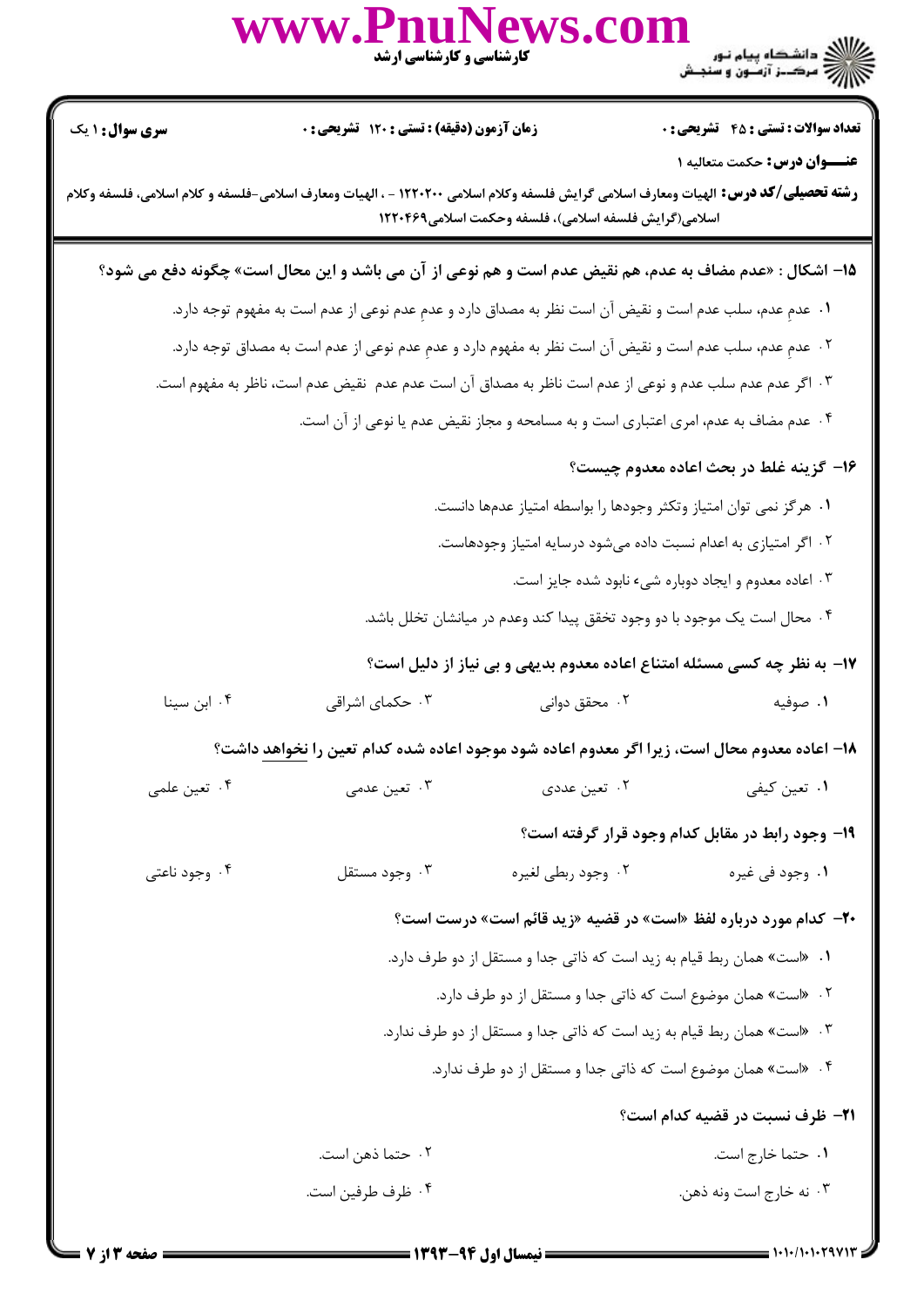**تعداد سوالات : تستی : ۴۵ تشریحی : ۰** | **زمان آزمون (دقیقه) : تستی : ۱۲۰ تشریحی : ۰** | **سری سوال : ۱ یک**

**عنـــوان درس:** حکمت متعالیه ۱

**رشته تحصیلی/کد درس:** الهیات ومعارف اسلامی گرایش فلسفه وکلام اسلامی ۱۲۲۰۲۰۰ - ، الهیات ومعارف اسلامی-فلسفه و کلام اسلامی، فلسفه وکلام اسلامی(گرایش فلسفه اسلامی)، فلسفه وحکمت اسلامی۱۲۲۰۴۶۹

**۱۵- اشکال : «عدم مضاف به عدم، هم نقیض عدم است و هم نوعی از آن می باشد و این محال است» چگونه دفع می شود؟**

۱. عدمِ عدم، سلب عدم است و نقیض آن است نظر به مصداق دارد و عدمِ عدم نوعی از عدم است به مفهوم توجه دارد.

۲. عدمِ عدم، سلب عدم است و نقیض آن است نظر به مفهوم دارد و عدمِ عدم نوعی از عدم است به مصداق توجه دارد.

۳. اگر عدم عدم سلب عدم و نوعی از عدم است ناظر به مصداق آن است عدم عدم نقیض عدم است، ناظر به مفهوم است.

۴. عدم مضاف به عدم، امری اعتباری است و به مسامحه و مجاز نقیض عدم یا نوعی از آن است.

**۱۶- گزینه غلط در بحث اعاده معدوم چیست؟**

۱. هرگز نمی توان امتیاز وتکثر وجودها را بواسطه امتیاز عدمها دانست.

۲. اگر امتیازی به اعدام نسبت داده می‌شود درسایه امتیاز وجودهاست.

۳. اعاده معدوم و ایجاد دوباره شیء نابود شده جایز است.

۴. محال است یک موجود با دو وجود تحقق پیدا کند وعدم در میانشان تخلل باشد.

**۱۷- به نظر چه کسی مسئله امتناع اعاده معدوم بدیهی و بی نیاز از دلیل است؟**

۱. صوفیه
۲. محقق دوانی
۳. حکمای اشراقی
۴. ابن سینا

**۱۸- اعاده معدوم محال است، زیرا اگر معدوم اعاده شود موجود اعاده شده کدام تعین را نخواهد داشت؟**

۱. تعین کیفی
۲. تعین عددی
۳. تعین عدمی
۴. تعین علمی

**۱۹- وجود رابط در مقابل کدام وجود قرار گرفته است؟**

۱. وجود فی غیره
۲. وجود ربطی لغیره
۳. وجود مستقل
۴. وجود ناعتی

**۲۰- کدام مورد درباره لفظ «است» در قضیه «زید قائم است» درست است؟**

۱. «است» همان ربط قیام به زید است که ذاتی جدا و مستقل از دو طرف دارد.

۲. «است» همان موضوع است که ذاتی جدا و مستقل از دو طرف دارد.

۳. «است» همان ربط قیام به زید است که ذاتی جدا و مستقل از دو طرف ندارد.

۴. «است» همان موضوع است که ذاتی جدا و مستقل از دو طرف ندارد.

**۲۱- ظرف نسبت در قضیه کدام است؟**

۱. حتما خارج است.
۲. حتما ذهن است.
۳. نه خارج است ونه ذهن.
۴. ظرف طرفین است.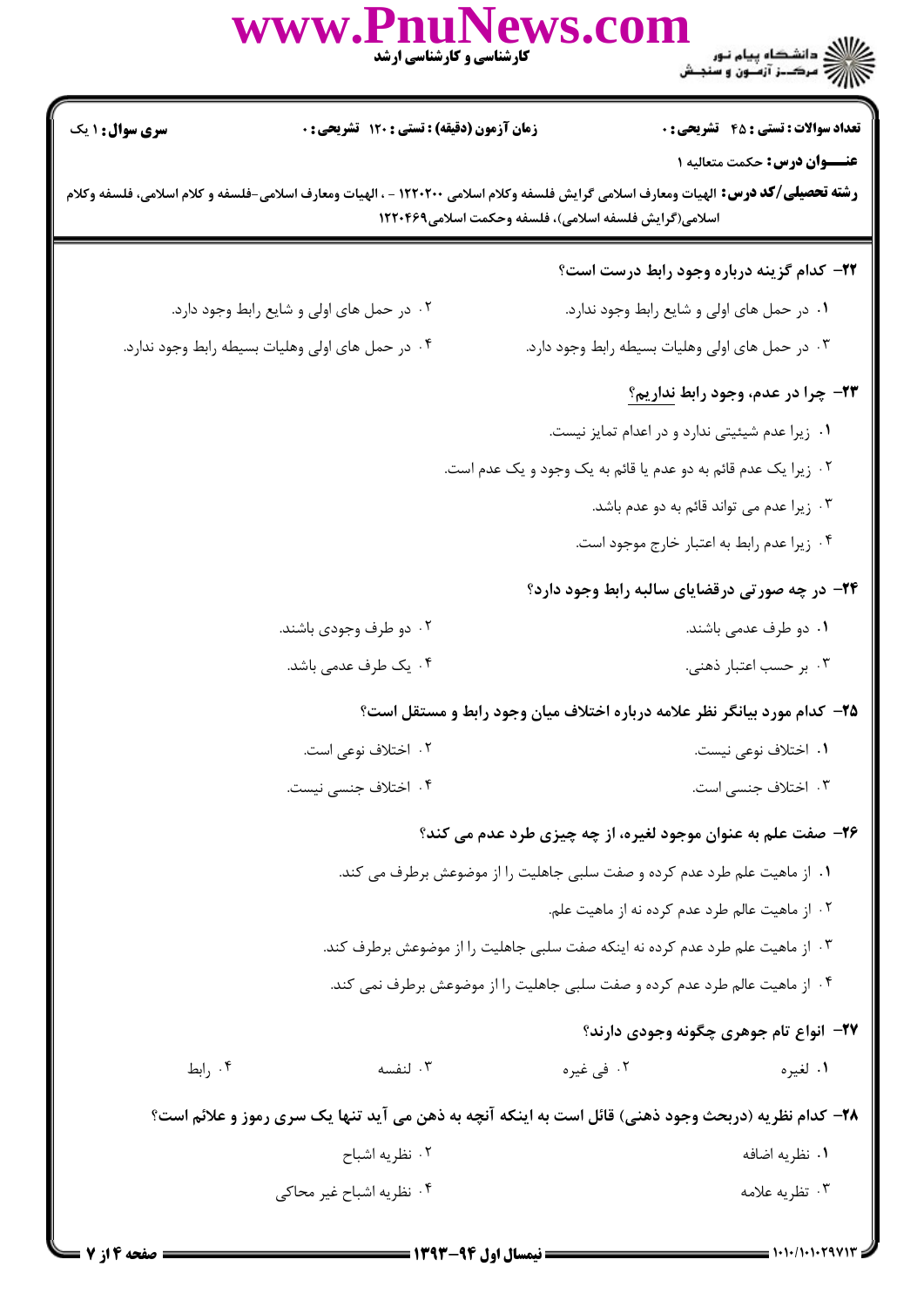**۲۲- کدام گزینه درباره وجود رابط درست است؟**

۱. در حمل های اولی و شایع رابط وجود ندارد.

۲. در حمل های اولی و شایع رابط وجود دارد.

۳. در حمل های اولی وهلیات بسیطه رابط وجود دارد.

۴. در حمل های اولی وهلیات بسیطه رابط وجود ندارد.

**۲۳- چرا در عدم، وجود رابط نداریم؟**

۱. زیرا عدم شیئیتی ندارد و در اعدام تمایز نیست.

۲. زیرا یک عدم قائم به دو عدم یا قائم به یک وجود و یک عدم است.

۳. زیرا عدم می تواند قائم به دو عدم باشد.

۴. زیرا عدم رابط به اعتبار خارج موجود است.

**۲۴- در چه صورتی درقضایای سالبه رابط وجود دارد؟**

۱. دو طرف عدمی باشند.

۲. دو طرف وجودی باشند.

۳. بر حسب اعتبار ذهنی.

۴. یک طرف عدمی باشد.

**۲۵- کدام مورد بیانگر نظر علامه درباره اختلاف میان وجود رابط و مستقل است؟**

۱. اختلاف نوعی نیست.

۲. اختلاف نوعی است.

۳. اختلاف جنسی است.

۴. اختلاف جنسی نیست.

**۲۶- صفت علم به عنوان موجود لغیره، از چه چیزی طرد عدم می کند؟**

۱. از ماهیت علم طرد عدم کرده و صفت سلبی جاهلیت را از موضوعش برطرف می کند.

۲. از ماهیت عالم طرد عدم کرده نه از ماهیت علم.

۳. از ماهیت علم طرد عدم کرده نه اینکه صفت سلبی جاهلیت را از موضوعش برطرف کند.

۴. از ماهیت عالم طرد عدم کرده و صفت سلبی جاهلیت را از موضوعش برطرف نمی کند.

**۲۷- انواع تام جوهری چگونه وجودی دارند؟**

۱. لغیره

۲. فی غیره

۳. لنفسه

۴. رابط

**۲۸- کدام نظریه (دربحث وجود ذهنی) قائل است به اینکه آنچه به ذهن می آید تنها یک سری رموز و علائم است؟**

۱. نظریه اضافه

۲. نظریه اشباح

۳. تظریه علامه

۴. نظریه اشباح غیر محاکی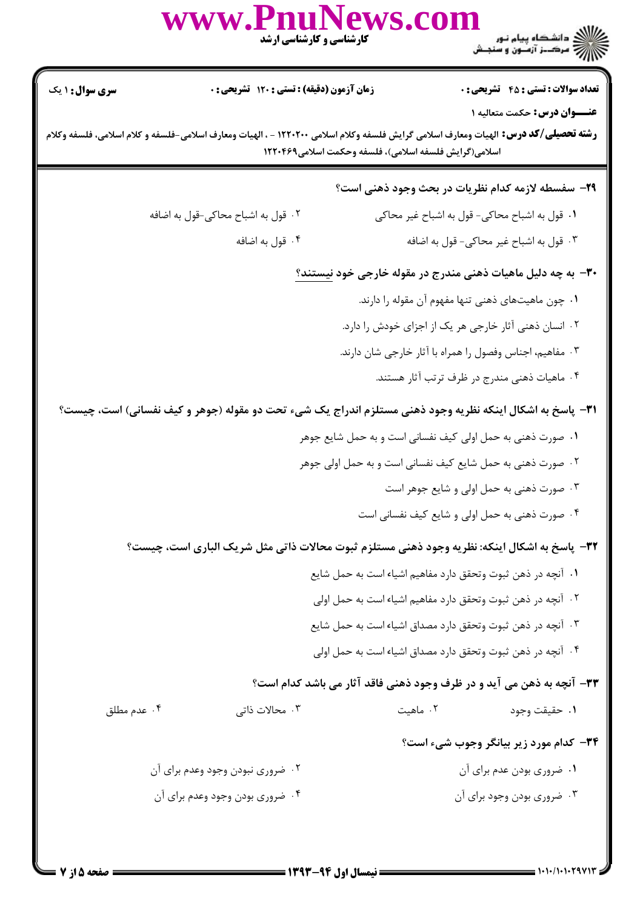**سری سوال:** ۱ یک | **زمان آزمون (دقیقه) : تستی :** ۱۲۰ **تشریحی :** ۰ | **تعداد سوالات : تستی :** ۴۵ **تشریحی :** ۰

**عنـــوان درس:** حکمت متعالیه ۱

**رشته تحصیلی/کد درس:** الهیات ومعارف اسلامی گرایش فلسفه وکلام اسلامی ۱۲۲۰۲۰۰ - ، الهیات ومعارف اسلامی-فلسفه و کلام اسلامی، فلسفه وکلام اسلامی(گرایش فلسفه اسلامی)، فلسفه وحکمت اسلامی۱۲۲۰۴۶۹

**۲۹- سفسطه لازمه کدام نظریات در بحث وجود ذهنی است؟**

۱. قول به اشباح محاکی- قول به اشباح غیر محاکی

۲. قول به اشباح محاکی-قول به اضافه

۳. قول به اشباح غیر محاکی- قول به اضافه

۴. قول به اضافه

**۳۰- به چه دلیل ماهیات ذهنی مندرج در مقوله خارجی خود نیستند؟**

۱. چون ماهیت‌های ذهنی تنها مفهوم آن مقوله را دارند.

۲. انسان ذهنی آثار خارجی هر یک از اجزای خودش را دارد.

۳. مفاهیم، اجناس وفصول را همراه با آثار خارجی شان دارند.

۴. ماهیات ذهنی مندرج در ظرف ترتب آثار هستند.

**۳۱- پاسخ به اشکال اینکه نظریه وجود ذهنی مستلزم اندراج یک شیء تحت دو مقوله (جوهر و کیف نفسانی) است، چیست؟**

۱. صورت ذهنی به حمل اولی کیف نفسانی است و به حمل شایع جوهر

۲. صورت ذهنی به حمل شایع کیف نفسانی است و به حمل اولی جوهر

۳. صورت ذهنی به حمل اولی و شایع جوهر است

۴. صورت ذهنی به حمل اولی و شایع کیف نفسانی است

**۳۲- پاسخ به اشکال اینکه: نظریه وجود ذهنی مستلزم ثبوت محالات ذاتی مثل شریک الباری است، چیست؟**

۱. آنچه در ذهن ثبوت وتحقق دارد مفاهیم اشیاء است به حمل شایع

۲. آنچه در ذهن ثبوت وتحقق دارد مفاهیم اشیاء است به حمل اولی

۳. آنچه در ذهن ثبوت وتحقق دارد مصداق اشیاء است به حمل شایع

۴. آنچه در ذهن ثبوت وتحقق دارد مصداق اشیاء است به حمل اولی

**۳۳- آنچه به ذهن می آید و در ظرف وجود ذهنی فاقد آثار می باشد کدام است؟**

۱. حقیقت وجود

۲. ماهیت

۳. محالات ذاتی

۴. عدم مطلق

**۳۴- کدام مورد زیر بیانگر وجوب شیء است؟**

۱. ضروری بودن عدم برای آن

۲. ضروری نبودن وجود وعدم برای آن

۳. ضروری بودن وجود برای آن

۴. ضروری بودن وجود وعدم برای آن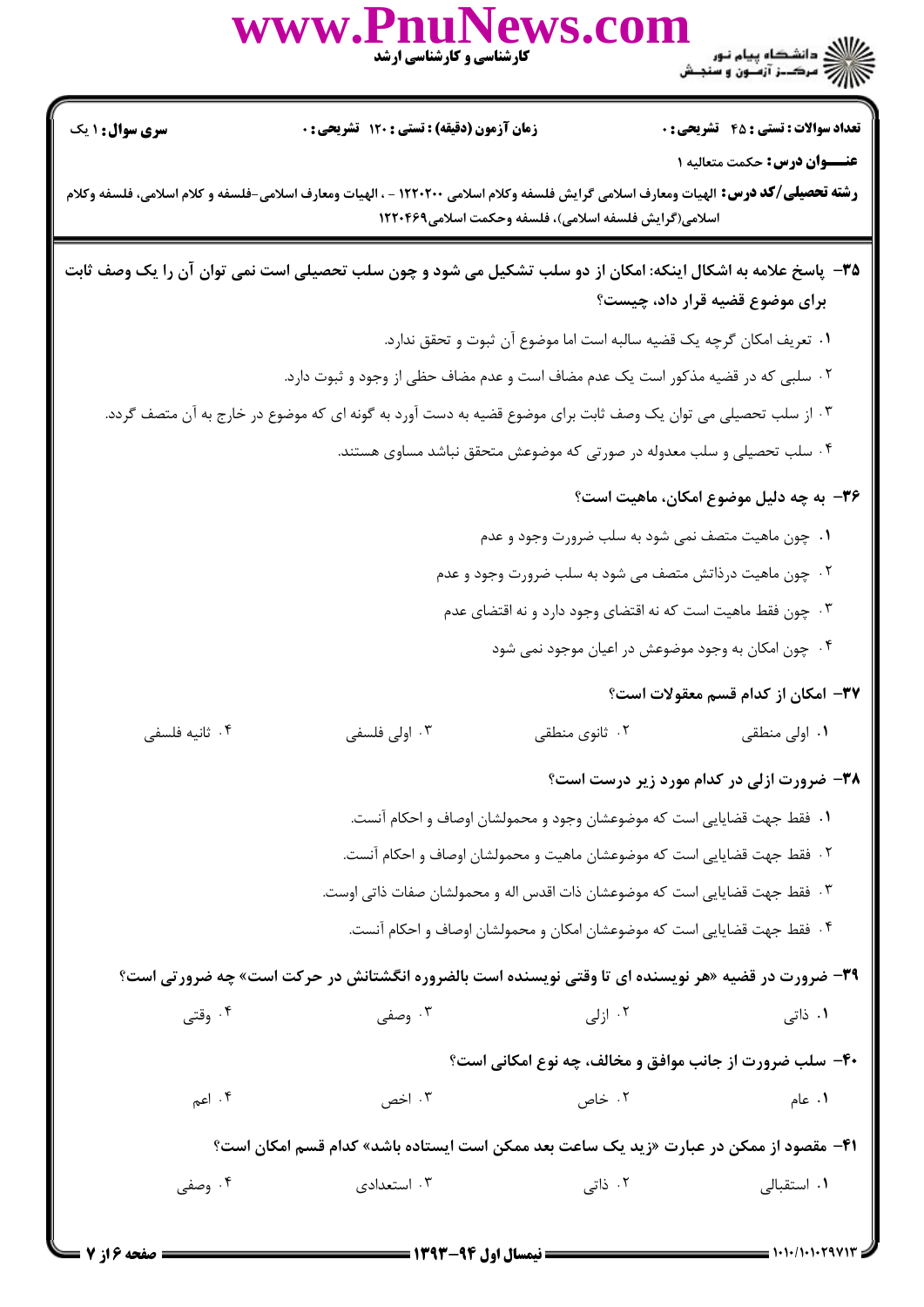سری سؤال: ۱ یک

زمان آزمون (دقیقه) : تستی : ۱۲۰ تشریحی : ۰

تعداد سوالات : تستی : ۴۵ تشریحی : ۰

**عنـــوان درس:** حکمت متعالیه ۱

**رشته تحصیلی/کد درس:** الهیات ومعارف اسلامی گرایش فلسفه وکلام اسلامی ۱۲۲۰۲۰۰ - ، الهیات ومعارف اسلامی-فلسفه و کلام اسلامی، فلسفه وکلام اسلامی(گرایش فلسفه اسلامی)، فلسفه وحکمت اسلامی۱۲۲۰۴۶۹

**۳۵- پاسخ علامه به اشکال اینکه: امکان از دو سلب تشکیل می شود و چون سلب تحصیلی است نمی توان آن را یک وصف ثابت برای موضوع قضیه قرار داد، چیست؟**

۱. تعریف امکان گرچه یک قضیه سالبه است اما موضوع آن ثبوت و تحقق ندارد.

۲. سلبی که در قضیه مذکور است یک عدم مضاف است و عدم مضاف حظی از وجود و ثبوت دارد.

۳. از سلب تحصیلی می توان یک وصف ثابت برای موضوع قضیه به دست آورد به گونه ای که موضوع در خارج به آن متصف گردد.

۴. سلب تحصیلی و سلب معدوله در صورتی که موضوعش متحقق نباشد مساوی هستند.

**۳۶- به چه دلیل موضوع امکان، ماهیت است؟**

۱. چون ماهیت متصف نمی شود به سلب ضرورت وجود و عدم

۲. چون ماهیت درذاتش متصف می شود به سلب ضرورت وجود و عدم

۳. چون فقط ماهیت است که نه اقتضای وجود دارد و نه اقتضای عدم

۴. چون امکان به وجود موضوعش در اعیان موجود نمی شود

**۳۷- امکان از کدام قسم معقولات است؟**

۱. اولی منطقی
۲. ثانوی منطقی
۳. اولی فلسفی
۴. ثانیه فلسفی

**۳۸- ضرورت ازلی در کدام مورد زیر درست است؟**

۱. فقط جهت قضایایی است که موضوعشان وجود و محمولشان اوصاف و احکام آنست.

۲. فقط جهت قضایایی است که موضوعشان ماهیت و محمولشان اوصاف و احکام آنست.

۳. فقط جهت قضایایی است که موضوعشان ذات اقدس اله و محمولشان صفات ذاتی اوست.

۴. فقط جهت قضایایی است که موضوعشان امکان و محمولشان اوصاف و احکام آنست.

**۳۹- ضرورت در قضیه «هر نویسنده ای تا وقتی نویسنده است بالضروره انگشتانش در حرکت است» چه ضرورتی است؟**

۱. ذاتی
۲. ازلی
۳. وصفی
۴. وقتی

**۴۰- سلب ضرورت از جانب موافق و مخالف، چه نوع امکانی است؟**

۱. عام
۲. خاص
۳. اخص
۴. اعم

**۴۱- مقصود از ممکن در عبارت «زید یک ساعت بعد ممکن است ایستاده باشد» کدام قسم امکان است؟**

۱. استقبالی
۲. ذاتی
۳. استعدادی
۴. وصفی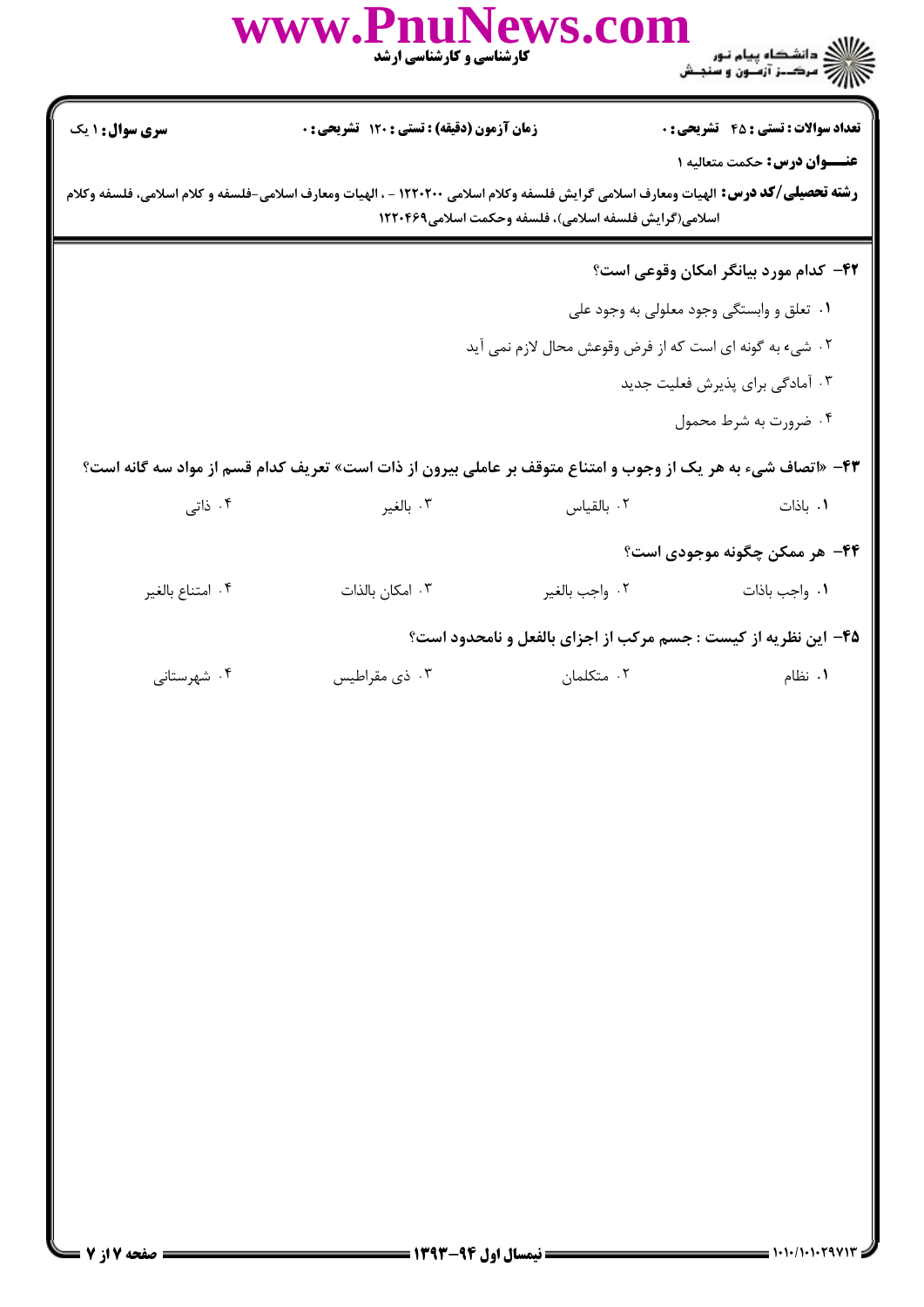**سری سؤال:** ۱ یک | **زمان آزمون (دقیقه) : تستی :** ۱۲۰ **تشریحی :** ۰ | **تعداد سوالات : تستی :** ۴۵ **تشریحی :** ۰

**عنـــوان درس:** حکمت متعالیه ۱

**رشته تحصیلی/کد درس:** الهیات ومعارف اسلامی گرایش فلسفه وکلام اسلامی ۱۲۲۰۲۰۰ - ، الهیات ومعارف اسلامی-فلسفه و کلام اسلامی، فلسفه وکلام اسلامی(گرایش فلسفه اسلامی)، فلسفه وحکمت اسلامی۱۲۲۰۴۶۹

**۴۲- کدام مورد بیانگر امکان وقوعی است؟**

۱. تعلق و وابستگی وجود معلولی به وجود علی

۲. شیء به گونه ای است که از فرض وقوعش محال لازم نمی آید

۳. آمادگی برای پذیرش فعلیت جدید

۴. ضرورت به شرط محمول

**۴۳- «اتصاف شیء به هر یک از وجوب و امتناع متوقف بر عاملی بیرون از ذات است» تعریف کدام قسم از مواد سه گانه است؟**

۱. باذات　　۲. بالقیاس　　۳. بالغیر　　۴. ذاتی

**۴۴- هر ممکن چگونه موجودی است؟**

۱. واجب باذات　　۲. واجب بالغیر　　۳. امکان بالذات　　۴. امتناع بالغیر

**۴۵- این نظریه از کیست : جسم مرکب از اجزای بالفعل و نامحدود است؟**

۱. نظام　　۲. متکلمان　　۳. ذی مقراطیس　　۴. شهرستانی